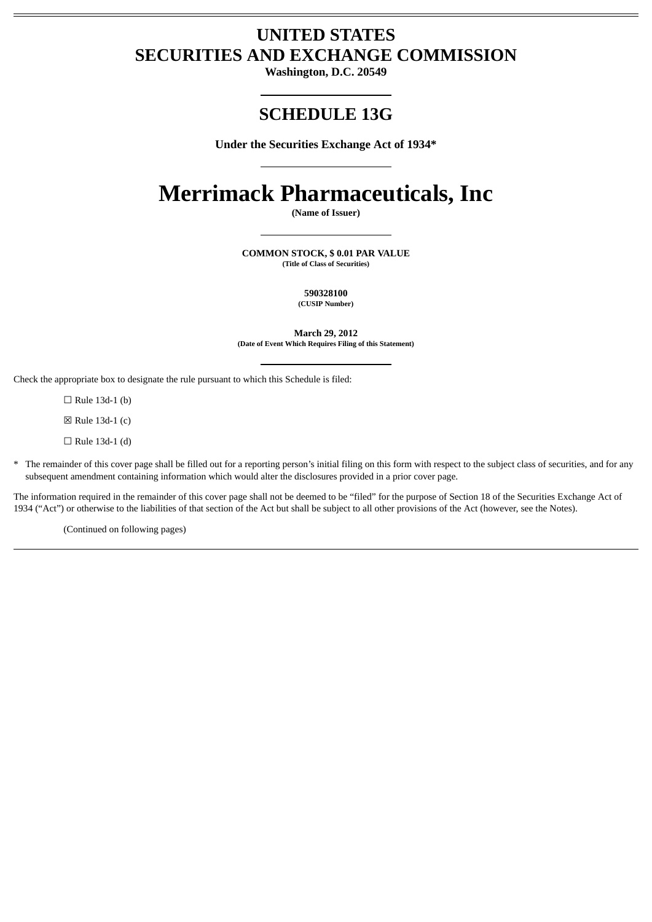# UNITED STATES
# SECURITIES AND EXCHANGE COMMISSION

**Washington, D.C. 20549**

## SCHEDULE 13G

**Under the Securities Exchange Act of 1934***

# Merrimack Pharmaceuticals, Inc

**(Name of Issuer)**

**COMMON STOCK, $ 0.01 PAR VALUE**
**(Title of Class of Securities)**

**590328100**
**(CUSIP Number)**

**March 29, 2012**
**(Date of Event Which Requires Filing of this Statement)**

Check the appropriate box to designate the rule pursuant to which this Schedule is filed:

☐ Rule 13d-1 (b)

☒ Rule 13d-1 (c)

☐ Rule 13d-1 (d)

* The remainder of this cover page shall be filled out for a reporting person's initial filing on this form with respect to the subject class of securities, and for any subsequent amendment containing information which would alter the disclosures provided in a prior cover page.

The information required in the remainder of this cover page shall not be deemed to be "filed" for the purpose of Section 18 of the Securities Exchange Act of 1934 ("Act") or otherwise to the liabilities of that section of the Act but shall be subject to all other provisions of the Act (however, see the Notes).

(Continued on following pages)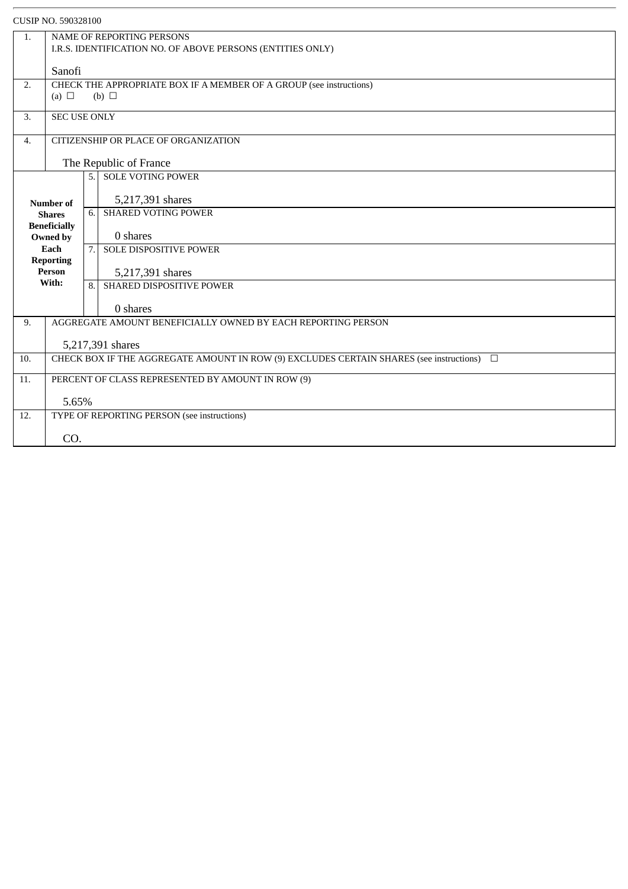CUSIP NO. 590328100

| | | | |
|---|---|---|---|
| 1. | NAME OF REPORTING PERSONS<br>I.R.S. IDENTIFICATION NO. OF ABOVE PERSONS (ENTITIES ONLY)<br><br>Sanofi | | |
| 2. | CHECK THE APPROPRIATE BOX IF A MEMBER OF A GROUP (see instructions)<br>(a) ☐ (b) ☐ | | |
| 3. | SEC USE ONLY | | |
| 4. | CITIZENSHIP OR PLACE OF ORGANIZATION<br><br>The Republic of France | | |
| **Number of Shares Beneficially Owned by Each Reporting Person With:** | | 5. | SOLE VOTING POWER<br><br>5,217,391 shares |
| | | 6. | SHARED VOTING POWER<br><br>0 shares |
| | | 7. | SOLE DISPOSITIVE POWER<br><br>5,217,391 shares |
| | | 8. | SHARED DISPOSITIVE POWER<br><br>0 shares |
| 9. | AGGREGATE AMOUNT BENEFICIALLY OWNED BY EACH REPORTING PERSON<br><br>5,217,391 shares | | |
| 10. | CHECK BOX IF THE AGGREGATE AMOUNT IN ROW (9) EXCLUDES CERTAIN SHARES (see instructions) ☐ | | |
| 11. | PERCENT OF CLASS REPRESENTED BY AMOUNT IN ROW (9)<br><br>5.65% | | |
| 12. | TYPE OF REPORTING PERSON (see instructions)<br><br>CO. | | |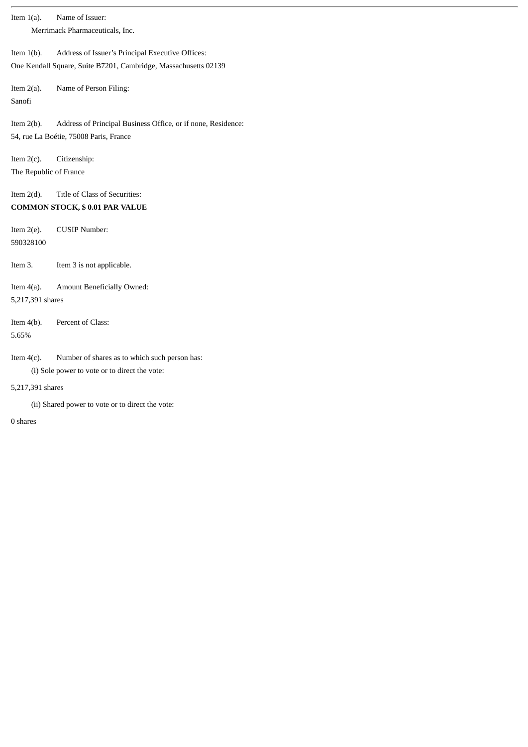Item 1(a). Name of Issuer:

Merrimack Pharmaceuticals, Inc.

Item 1(b). Address of Issuer's Principal Executive Offices:

One Kendall Square, Suite B7201, Cambridge, Massachusetts 02139

Item 2(a). Name of Person Filing:

Sanofi

Item 2(b). Address of Principal Business Office, or if none, Residence:

54, rue La Boétie, 75008 Paris, France

Item 2(c). Citizenship:

The Republic of France

Item 2(d). Title of Class of Securities:

**COMMON STOCK, $ 0.01 PAR VALUE**

Item 2(e). CUSIP Number:

590328100

Item 3. Item 3 is not applicable.

Item 4(a). Amount Beneficially Owned:

5,217,391 shares

Item 4(b). Percent of Class:

5.65%

Item 4(c). Number of shares as to which such person has:

(i) Sole power to vote or to direct the vote:

5,217,391 shares

(ii) Shared power to vote or to direct the vote:

0 shares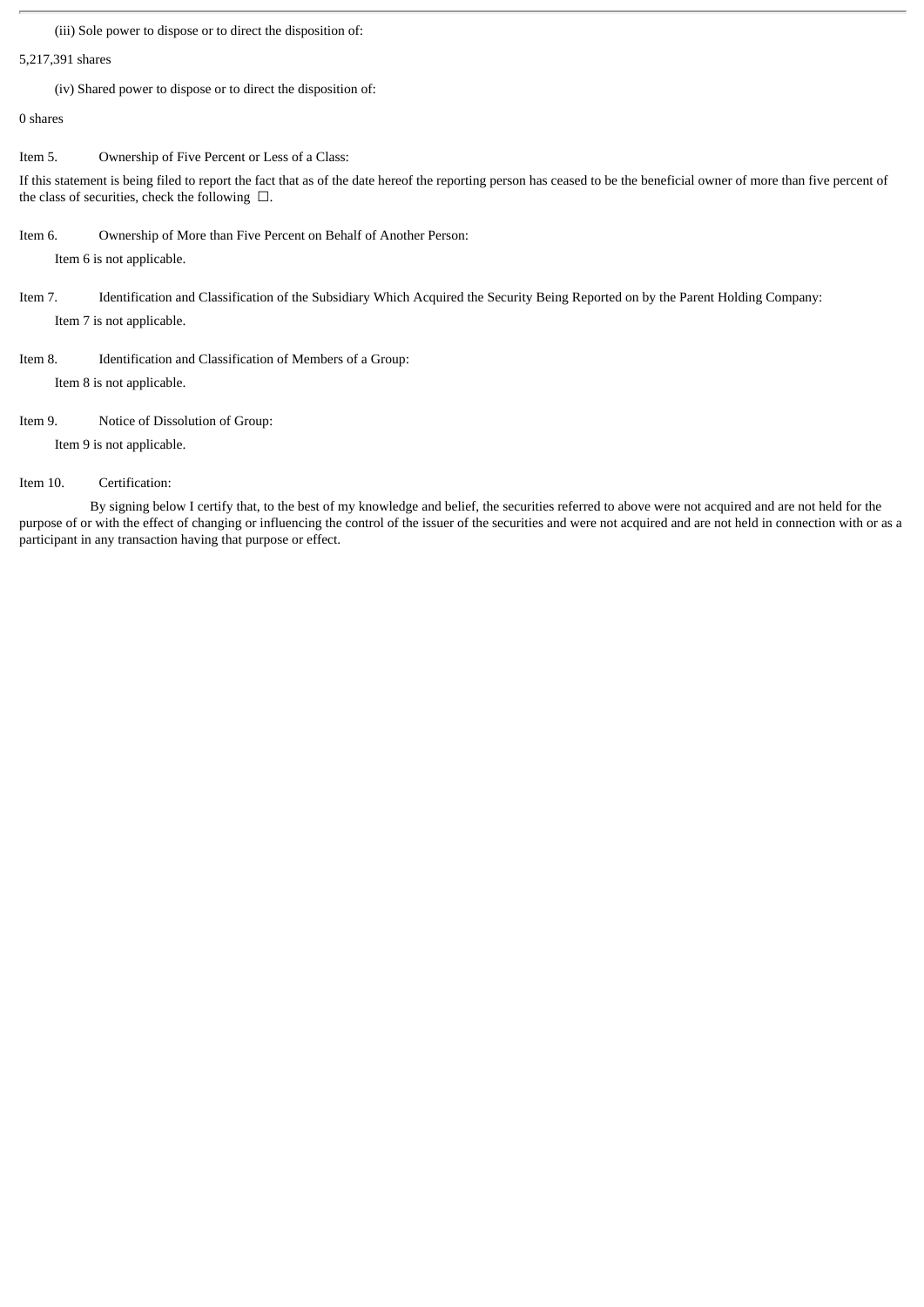(iii) Sole power to dispose or to direct the disposition of:

5,217,391 shares

(iv) Shared power to dispose or to direct the disposition of:

0 shares

Item 5. Ownership of Five Percent or Less of a Class:

If this statement is being filed to report the fact that as of the date hereof the reporting person has ceased to be the beneficial owner of more than five percent of the class of securities, check the following ☐.

Item 6. Ownership of More than Five Percent on Behalf of Another Person:

Item 6 is not applicable.

Item 7. Identification and Classification of the Subsidiary Which Acquired the Security Being Reported on by the Parent Holding Company:

Item 7 is not applicable.

Item 8. Identification and Classification of Members of a Group:

Item 8 is not applicable.

Item 9. Notice of Dissolution of Group:

Item 9 is not applicable.

Item 10. Certification:

By signing below I certify that, to the best of my knowledge and belief, the securities referred to above were not acquired and are not held for the purpose of or with the effect of changing or influencing the control of the issuer of the securities and were not acquired and are not held in connection with or as a participant in any transaction having that purpose or effect.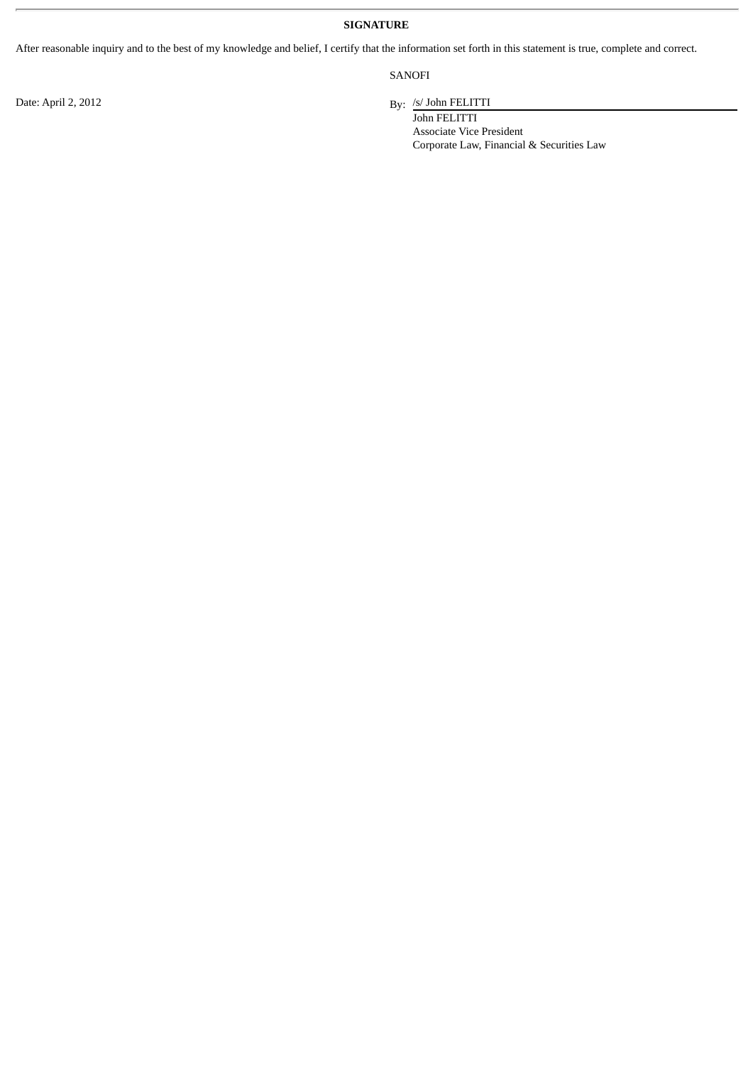**SIGNATURE**

After reasonable inquiry and to the best of my knowledge and belief, I certify that the information set forth in this statement is true, complete and correct.

SANOFI

Date: April 2, 2012

By: /s/ John FELITTI
John FELITTI
Associate Vice President
Corporate Law, Financial & Securities Law